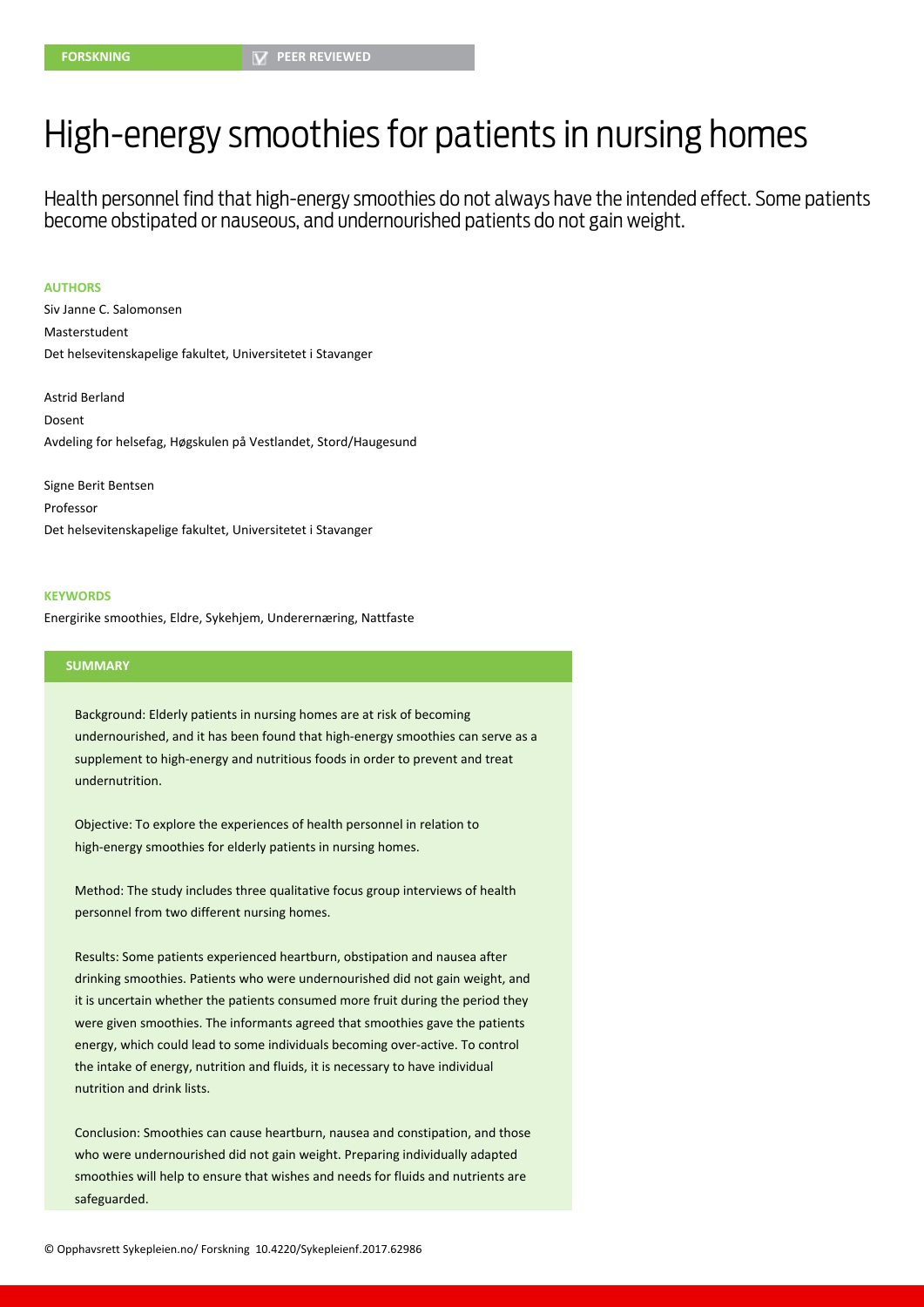FORSKNING | PEER REVIEWED

# High-energy smoothies for patients in nursing homes

Health personnel find that high-energy smoothies do not always have the intended effect. Some patients become obstipated or nauseous, and undernourished patients do not gain weight.

**AUTHORS**

Siv Janne C. Salomonsen
Masterstudent
Det helsevitenskapelige fakultet, Universitetet i Stavanger

Astrid Berland
Dosent
Avdeling for helsefag, Høgskulen på Vestlandet, Stord/Haugesund

Signe Berit Bentsen
Professor
Det helsevitenskapelige fakultet, Universitetet i Stavanger

**KEYWORDS**

Energirike smoothies, Eldre, Sykehjem, Underernæring, Nattfaste

**SUMMARY**

Background: Elderly patients in nursing homes are at risk of becoming undernourished, and it has been found that high-energy smoothies can serve as a supplement to high-energy and nutritious foods in order to prevent and treat undernutrition.

Objective: To explore the experiences of health personnel in relation to high-energy smoothies for elderly patients in nursing homes.

Method: The study includes three qualitative focus group interviews of health personnel from two different nursing homes.

Results: Some patients experienced heartburn, obstipation and nausea after drinking smoothies. Patients who were undernourished did not gain weight, and it is uncertain whether the patients consumed more fruit during the period they were given smoothies. The informants agreed that smoothies gave the patients energy, which could lead to some individuals becoming over-active. To control the intake of energy, nutrition and fluids, it is necessary to have individual nutrition and drink lists.

Conclusion: Smoothies can cause heartburn, nausea and constipation, and those who were undernourished did not gain weight. Preparing individually adapted smoothies will help to ensure that wishes and needs for fluids and nutrients are safeguarded.

© Opphavsrett Sykepleien.no/ Forskning 10.4220/Sykepleienf.2017.62986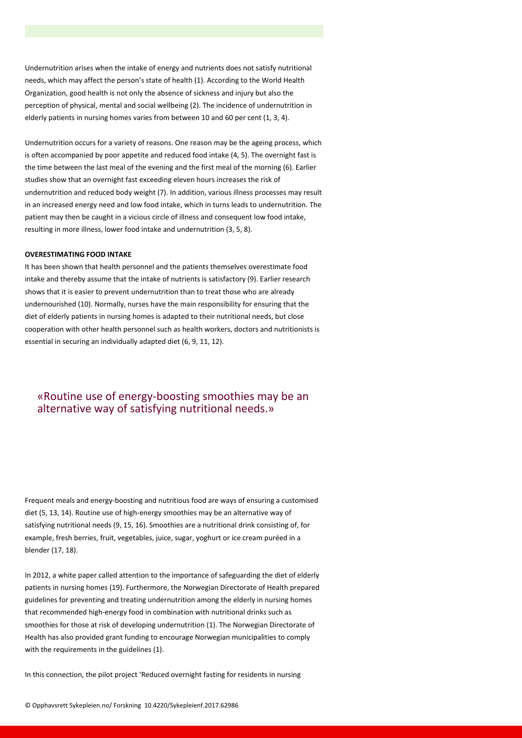Undernutrition arises when the intake of energy and nutrients does not satisfy nutritional needs, which may affect the person's state of health (1). According to the World Health Organization, good health is not only the absence of sickness and injury but also the perception of physical, mental and social wellbeing (2). The incidence of undernutrition in elderly patients in nursing homes varies from between 10 and 60 per cent (1, 3, 4).

Undernutrition occurs for a variety of reasons. One reason may be the ageing process, which is often accompanied by poor appetite and reduced food intake (4, 5). The overnight fast is the time between the last meal of the evening and the first meal of the morning (6). Earlier studies show that an overnight fast exceeding eleven hours increases the risk of undernutrition and reduced body weight (7). In addition, various illness processes may result in an increased energy need and low food intake, which in turns leads to undernutrition. The patient may then be caught in a vicious circle of illness and consequent low food intake, resulting in more illness, lower food intake and undernutrition (3, 5, 8).

**OVERESTIMATING FOOD INTAKE**

It has been shown that health personnel and the patients themselves overestimate food intake and thereby assume that the intake of nutrients is satisfactory (9). Earlier research shows that it is easier to prevent undernutrition than to treat those who are already undernourished (10). Normally, nurses have the main responsibility for ensuring that the diet of elderly patients in nursing homes is adapted to their nutritional needs, but close cooperation with other health personnel such as health workers, doctors and nutritionists is essential in securing an individually adapted diet (6, 9, 11, 12).

> «Routine use of energy-boosting smoothies may be an alternative way of satisfying nutritional needs.»

Frequent meals and energy-boosting and nutritious food are ways of ensuring a customised diet (5, 13, 14). Routine use of high-energy smoothies may be an alternative way of satisfying nutritional needs (9, 15, 16). Smoothies are a nutritional drink consisting of, for example, fresh berries, fruit, vegetables, juice, sugar, yoghurt or ice cream puréed in a blender (17, 18).

In 2012, a white paper called attention to the importance of safeguarding the diet of elderly patients in nursing homes (19). Furthermore, the Norwegian Directorate of Health prepared guidelines for preventing and treating undernutrition among the elderly in nursing homes that recommended high-energy food in combination with nutritional drinks such as smoothies for those at risk of developing undernutrition (1). The Norwegian Directorate of Health has also provided grant funding to encourage Norwegian municipalities to comply with the requirements in the guidelines (1).

In this connection, the pilot project 'Reduced overnight fasting for residents in nursing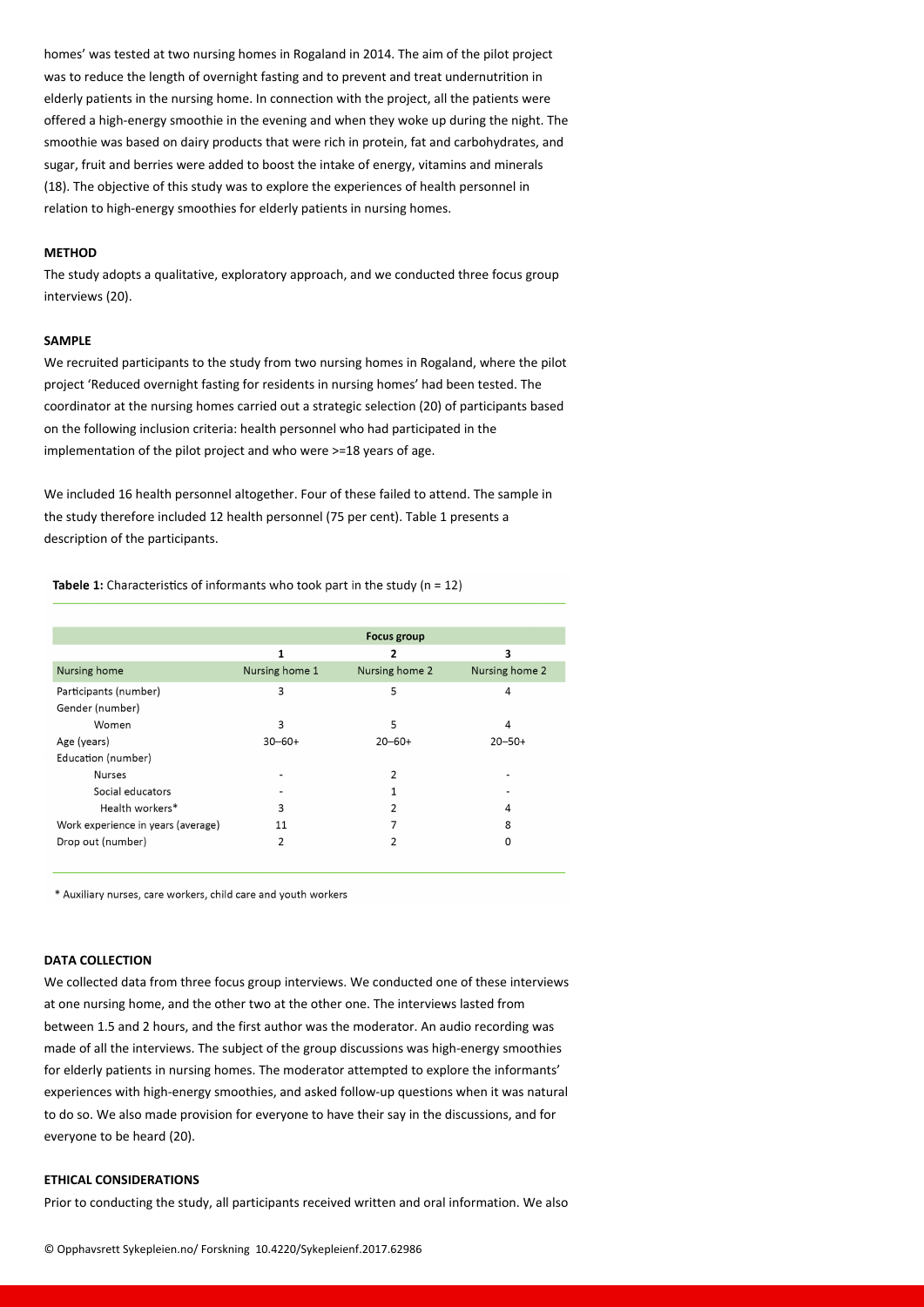homes' was tested at two nursing homes in Rogaland in 2014. The aim of the pilot project was to reduce the length of overnight fasting and to prevent and treat undernutrition in elderly patients in the nursing home. In connection with the project, all the patients were offered a high-energy smoothie in the evening and when they woke up during the night. The smoothie was based on dairy products that were rich in protein, fat and carbohydrates, and sugar, fruit and berries were added to boost the intake of energy, vitamins and minerals (18). The objective of this study was to explore the experiences of health personnel in relation to high-energy smoothies for elderly patients in nursing homes.

## METHOD

The study adopts a qualitative, exploratory approach, and we conducted three focus group interviews (20).

## SAMPLE

We recruited participants to the study from two nursing homes in Rogaland, where the pilot project 'Reduced overnight fasting for residents in nursing homes' had been tested. The coordinator at the nursing homes carried out a strategic selection (20) of participants based on the following inclusion criteria: health personnel who had participated in the implementation of the pilot project and who were >=18 years of age.

We included 16 health personnel altogether. Four of these failed to attend. The sample in the study therefore included 12 health personnel (75 per cent). Table 1 presents a description of the participants.

**Tabele 1:** Characteristics of informants who took part in the study (n = 12)

| | Focus group | | |
|---|---|---|---|
| | 1 | 2 | 3 |
| Nursing home | Nursing home 1 | Nursing home 2 | Nursing home 2 |
| Participants (number) | 3 | 5 | 4 |
| Gender (number) | | | |
| Women | 3 | 5 | 4 |
| Age (years) | 30–60+ | 20–60+ | 20–50+ |
| Education (number) | | | |
| Nurses | - | 2 | - |
| Social educators | - | 1 | - |
| Health workers* | 3 | 2 | 4 |
| Work experience in years (average) | 11 | 7 | 8 |
| Drop out (number) | 2 | 2 | 0 |

\* Auxiliary nurses, care workers, child care and youth workers

## DATA COLLECTION

We collected data from three focus group interviews. We conducted one of these interviews at one nursing home, and the other two at the other one. The interviews lasted from between 1.5 and 2 hours, and the first author was the moderator. An audio recording was made of all the interviews. The subject of the group discussions was high-energy smoothies for elderly patients in nursing homes. The moderator attempted to explore the informants' experiences with high-energy smoothies, and asked follow-up questions when it was natural to do so. We also made provision for everyone to have their say in the discussions, and for everyone to be heard (20).

## ETHICAL CONSIDERATIONS

Prior to conducting the study, all participants received written and oral information. We also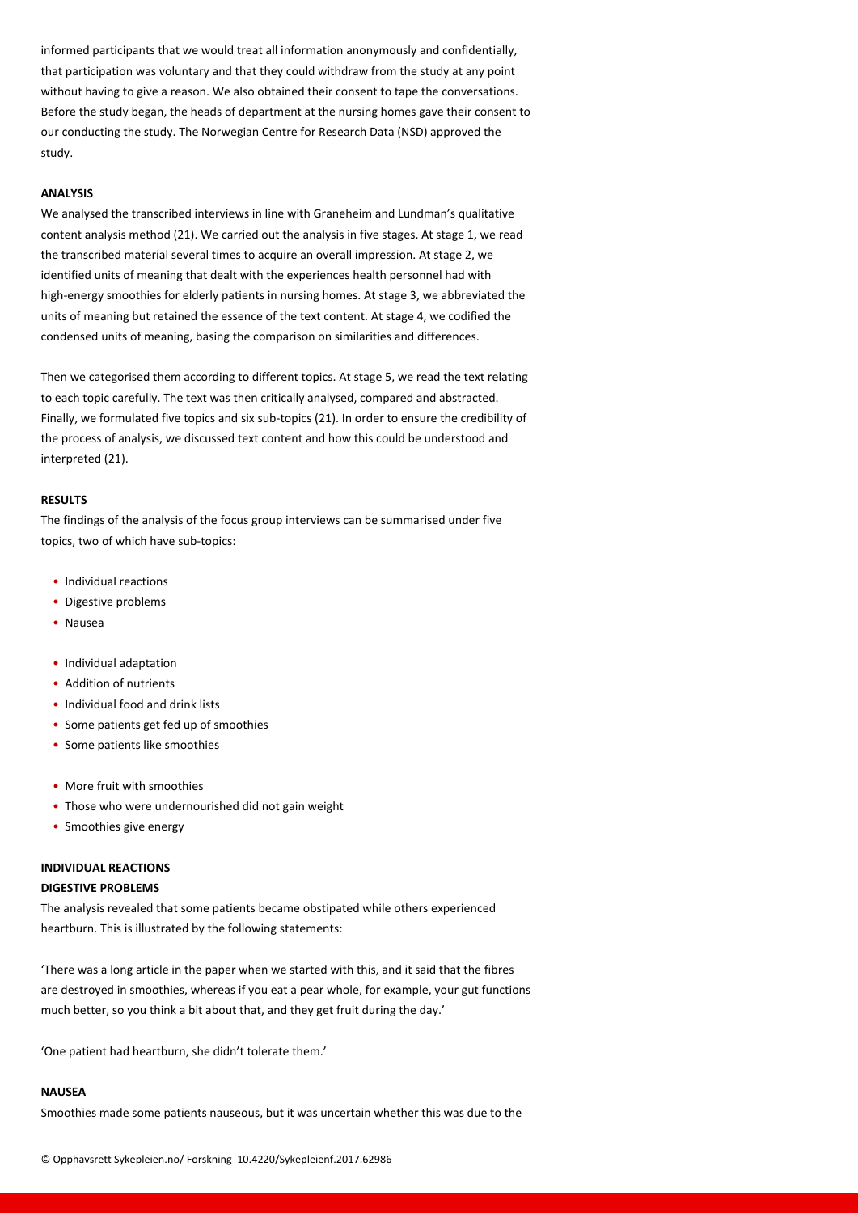informed participants that we would treat all information anonymously and confidentially, that participation was voluntary and that they could withdraw from the study at any point without having to give a reason. We also obtained their consent to tape the conversations. Before the study began, the heads of department at the nursing homes gave their consent to our conducting the study. The Norwegian Centre for Research Data (NSD) approved the study.

### ANALYSIS

We analysed the transcribed interviews in line with Graneheim and Lundman's qualitative content analysis method (21). We carried out the analysis in five stages. At stage 1, we read the transcribed material several times to acquire an overall impression. At stage 2, we identified units of meaning that dealt with the experiences health personnel had with high-energy smoothies for elderly patients in nursing homes. At stage 3, we abbreviated the units of meaning but retained the essence of the text content. At stage 4, we codified the condensed units of meaning, basing the comparison on similarities and differences.

Then we categorised them according to different topics. At stage 5, we read the text relating to each topic carefully. The text was then critically analysed, compared and abstracted. Finally, we formulated five topics and six sub-topics (21). In order to ensure the credibility of the process of analysis, we discussed text content and how this could be understood and interpreted (21).

### RESULTS

The findings of the analysis of the focus group interviews can be summarised under five topics, two of which have sub-topics:

- Individual reactions
- Digestive problems
- Nausea

- Individual adaptation
- Addition of nutrients
- Individual food and drink lists
- Some patients get fed up of smoothies
- Some patients like smoothies

- More fruit with smoothies
- Those who were undernourished did not gain weight
- Smoothies give energy

### INDIVIDUAL REACTIONS

#### DIGESTIVE PROBLEMS

The analysis revealed that some patients became obstipated while others experienced heartburn. This is illustrated by the following statements:

'There was a long article in the paper when we started with this, and it said that the fibres are destroyed in smoothies, whereas if you eat a pear whole, for example, your gut functions much better, so you think a bit about that, and they get fruit during the day.'

'One patient had heartburn, she didn't tolerate them.'

#### NAUSEA

Smoothies made some patients nauseous, but it was uncertain whether this was due to the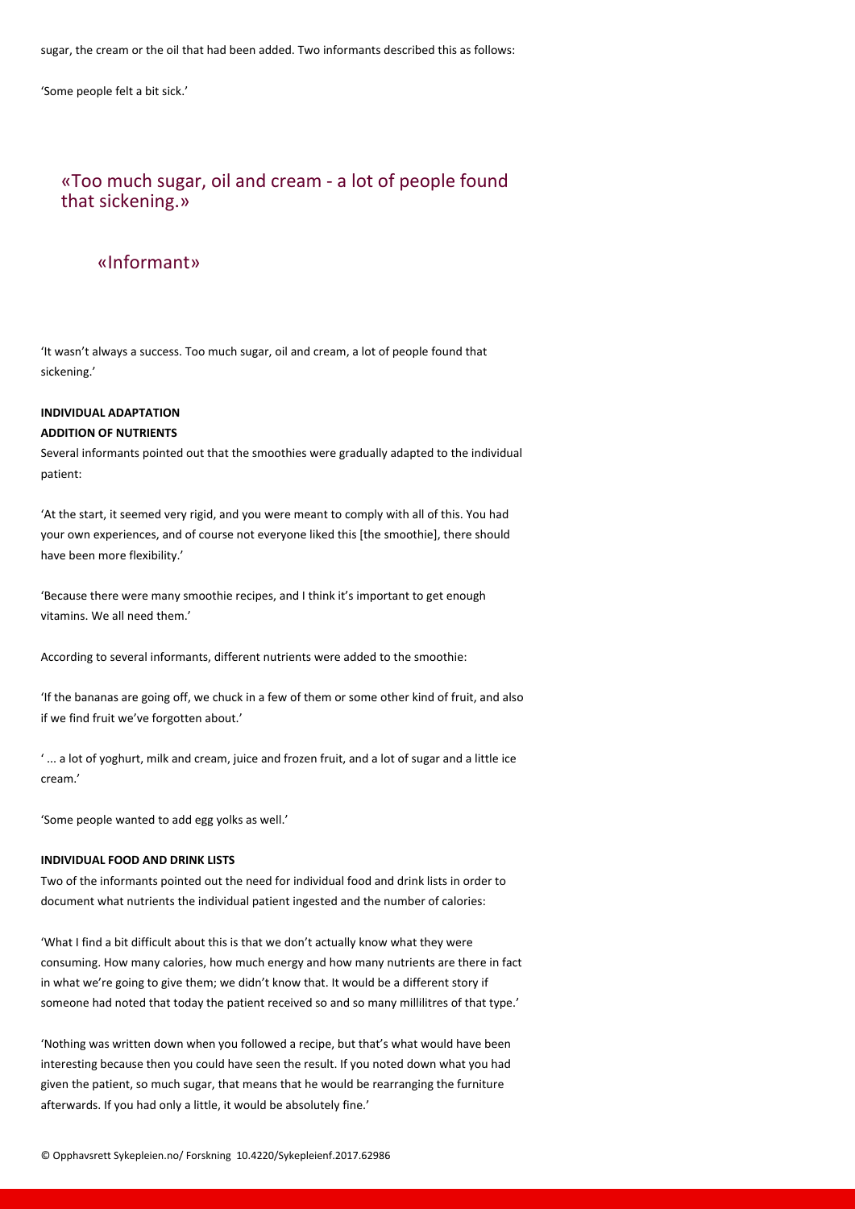sugar, the cream or the oil that had been added. Two informants described this as follows:

'Some people felt a bit sick.'

> «Too much sugar, oil and cream - a lot of people found that sickening.»
>
> «Informant»

'It wasn't always a success. Too much sugar, oil and cream, a lot of people found that sickening.'

### INDIVIDUAL ADAPTATION

#### ADDITION OF NUTRIENTS

Several informants pointed out that the smoothies were gradually adapted to the individual patient:

'At the start, it seemed very rigid, and you were meant to comply with all of this. You had your own experiences, and of course not everyone liked this [the smoothie], there should have been more flexibility.'

'Because there were many smoothie recipes, and I think it's important to get enough vitamins. We all need them.'

According to several informants, different nutrients were added to the smoothie:

'If the bananas are going off, we chuck in a few of them or some other kind of fruit, and also if we find fruit we've forgotten about.'

' ... a lot of yoghurt, milk and cream, juice and frozen fruit, and a lot of sugar and a little ice cream.'

'Some people wanted to add egg yolks as well.'

#### INDIVIDUAL FOOD AND DRINK LISTS

Two of the informants pointed out the need for individual food and drink lists in order to document what nutrients the individual patient ingested and the number of calories:

'What I find a bit difficult about this is that we don't actually know what they were consuming. How many calories, how much energy and how many nutrients are there in fact in what we're going to give them; we didn't know that. It would be a different story if someone had noted that today the patient received so and so many millilitres of that type.'

'Nothing was written down when you followed a recipe, but that's what would have been interesting because then you could have seen the result. If you noted down what you had given the patient, so much sugar, that means that he would be rearranging the furniture afterwards. If you had only a little, it would be absolutely fine.'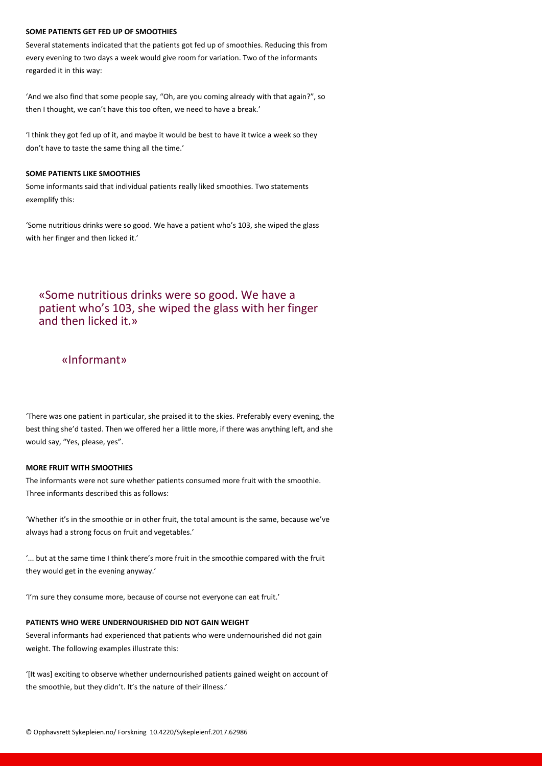#### SOME PATIENTS GET FED UP OF SMOOTHIES

Several statements indicated that the patients got fed up of smoothies. Reducing this from every evening to two days a week would give room for variation. Two of the informants regarded it in this way:

'And we also find that some people say, "Oh, are you coming already with that again?", so then I thought, we can't have this too often, we need to have a break.'

'I think they got fed up of it, and maybe it would be best to have it twice a week so they don't have to taste the same thing all the time.'

#### SOME PATIENTS LIKE SMOOTHIES

Some informants said that individual patients really liked smoothies. Two statements exemplify this:

'Some nutritious drinks were so good. We have a patient who's 103, she wiped the glass with her finger and then licked it.'

> «Some nutritious drinks were so good. We have a patient who's 103, she wiped the glass with her finger and then licked it.»
>
> «Informant»

'There was one patient in particular, she praised it to the skies. Preferably every evening, the best thing she'd tasted. Then we offered her a little more, if there was anything left, and she would say, "Yes, please, yes".

#### MORE FRUIT WITH SMOOTHIES

The informants were not sure whether patients consumed more fruit with the smoothie. Three informants described this as follows:

'Whether it's in the smoothie or in other fruit, the total amount is the same, because we've always had a strong focus on fruit and vegetables.'

'... but at the same time I think there's more fruit in the smoothie compared with the fruit they would get in the evening anyway.'

'I'm sure they consume more, because of course not everyone can eat fruit.'

#### PATIENTS WHO WERE UNDERNOURISHED DID NOT GAIN WEIGHT

Several informants had experienced that patients who were undernourished did not gain weight. The following examples illustrate this:

'[It was] exciting to observe whether undernourished patients gained weight on account of the smoothie, but they didn't. It's the nature of their illness.'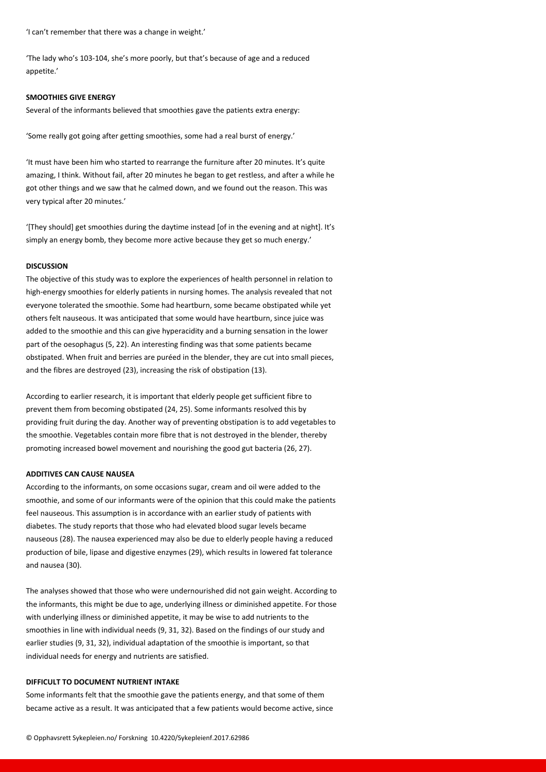'I can't remember that there was a change in weight.'

'The lady who's 103-104, she's more poorly, but that's because of age and a reduced appetite.'

**SMOOTHIES GIVE ENERGY**

Several of the informants believed that smoothies gave the patients extra energy:

'Some really got going after getting smoothies, some had a real burst of energy.'

'It must have been him who started to rearrange the furniture after 20 minutes. It's quite amazing, I think. Without fail, after 20 minutes he began to get restless, and after a while he got other things and we saw that he calmed down, and we found out the reason. This was very typical after 20 minutes.'

'[They should] get smoothies during the daytime instead [of in the evening and at night]. It's simply an energy bomb, they become more active because they get so much energy.'

**DISCUSSION**

The objective of this study was to explore the experiences of health personnel in relation to high-energy smoothies for elderly patients in nursing homes. The analysis revealed that not everyone tolerated the smoothie. Some had heartburn, some became obstipated while yet others felt nauseous. It was anticipated that some would have heartburn, since juice was added to the smoothie and this can give hyperacidity and a burning sensation in the lower part of the oesophagus (5, 22). An interesting finding was that some patients became obstipated. When fruit and berries are puréed in the blender, they are cut into small pieces, and the fibres are destroyed (23), increasing the risk of obstipation (13).

According to earlier research, it is important that elderly people get sufficient fibre to prevent them from becoming obstipated (24, 25). Some informants resolved this by providing fruit during the day. Another way of preventing obstipation is to add vegetables to the smoothie. Vegetables contain more fibre that is not destroyed in the blender, thereby promoting increased bowel movement and nourishing the good gut bacteria (26, 27).

**ADDITIVES CAN CAUSE NAUSEA**

According to the informants, on some occasions sugar, cream and oil were added to the smoothie, and some of our informants were of the opinion that this could make the patients feel nauseous. This assumption is in accordance with an earlier study of patients with diabetes. The study reports that those who had elevated blood sugar levels became nauseous (28). The nausea experienced may also be due to elderly people having a reduced production of bile, lipase and digestive enzymes (29), which results in lowered fat tolerance and nausea (30).

The analyses showed that those who were undernourished did not gain weight. According to the informants, this might be due to age, underlying illness or diminished appetite. For those with underlying illness or diminished appetite, it may be wise to add nutrients to the smoothies in line with individual needs (9, 31, 32). Based on the findings of our study and earlier studies (9, 31, 32), individual adaptation of the smoothie is important, so that individual needs for energy and nutrients are satisfied.

**DIFFICULT TO DOCUMENT NUTRIENT INTAKE**

Some informants felt that the smoothie gave the patients energy, and that some of them became active as a result. It was anticipated that a few patients would become active, since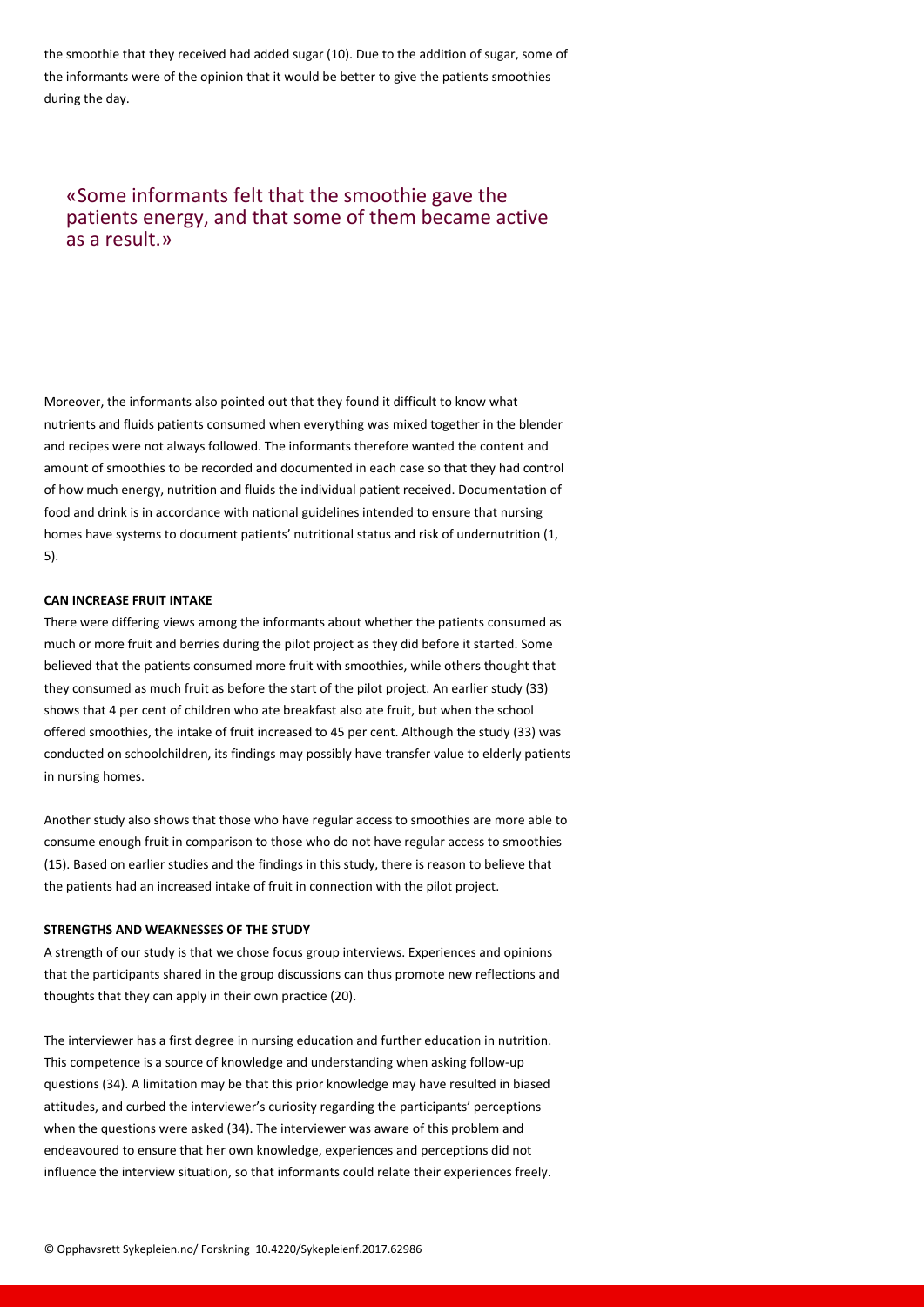the smoothie that they received had added sugar (10). Due to the addition of sugar, some of the informants were of the opinion that it would be better to give the patients smoothies during the day.

> «Some informants felt that the smoothie gave the patients energy, and that some of them became active as a result.»

Moreover, the informants also pointed out that they found it difficult to know what nutrients and fluids patients consumed when everything was mixed together in the blender and recipes were not always followed. The informants therefore wanted the content and amount of smoothies to be recorded and documented in each case so that they had control of how much energy, nutrition and fluids the individual patient received. Documentation of food and drink is in accordance with national guidelines intended to ensure that nursing homes have systems to document patients' nutritional status and risk of undernutrition (1, 5).

**CAN INCREASE FRUIT INTAKE**

There were differing views among the informants about whether the patients consumed as much or more fruit and berries during the pilot project as they did before it started. Some believed that the patients consumed more fruit with smoothies, while others thought that they consumed as much fruit as before the start of the pilot project. An earlier study (33) shows that 4 per cent of children who ate breakfast also ate fruit, but when the school offered smoothies, the intake of fruit increased to 45 per cent. Although the study (33) was conducted on schoolchildren, its findings may possibly have transfer value to elderly patients in nursing homes.

Another study also shows that those who have regular access to smoothies are more able to consume enough fruit in comparison to those who do not have regular access to smoothies (15). Based on earlier studies and the findings in this study, there is reason to believe that the patients had an increased intake of fruit in connection with the pilot project.

**STRENGTHS AND WEAKNESSES OF THE STUDY**

A strength of our study is that we chose focus group interviews. Experiences and opinions that the participants shared in the group discussions can thus promote new reflections and thoughts that they can apply in their own practice (20).

The interviewer has a first degree in nursing education and further education in nutrition. This competence is a source of knowledge and understanding when asking follow-up questions (34). A limitation may be that this prior knowledge may have resulted in biased attitudes, and curbed the interviewer's curiosity regarding the participants' perceptions when the questions were asked (34). The interviewer was aware of this problem and endeavoured to ensure that her own knowledge, experiences and perceptions did not influence the interview situation, so that informants could relate their experiences freely.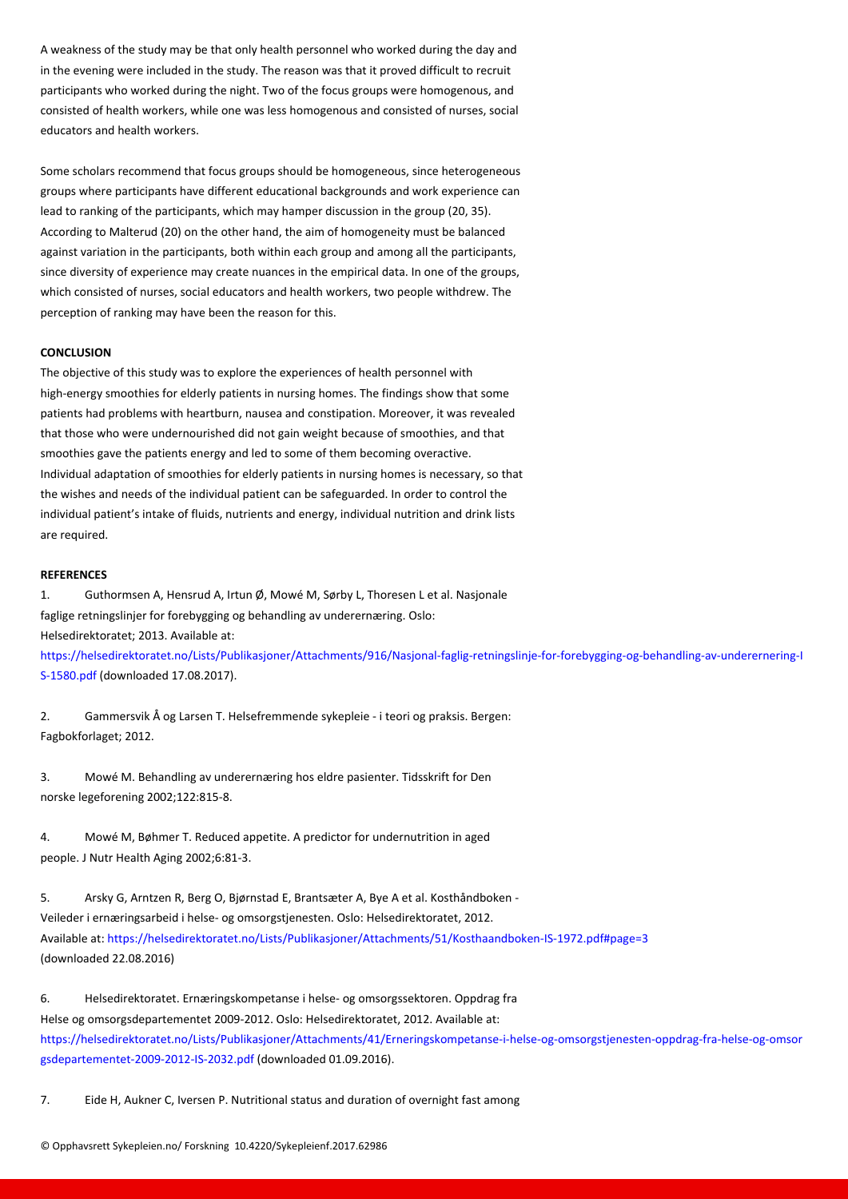A weakness of the study may be that only health personnel who worked during the day and in the evening were included in the study. The reason was that it proved difficult to recruit participants who worked during the night. Two of the focus groups were homogenous, and consisted of health workers, while one was less homogenous and consisted of nurses, social educators and health workers.

Some scholars recommend that focus groups should be homogeneous, since heterogeneous groups where participants have different educational backgrounds and work experience can lead to ranking of the participants, which may hamper discussion in the group (20, 35). According to Malterud (20) on the other hand, the aim of homogeneity must be balanced against variation in the participants, both within each group and among all the participants, since diversity of experience may create nuances in the empirical data. In one of the groups, which consisted of nurses, social educators and health workers, two people withdrew. The perception of ranking may have been the reason for this.

## CONCLUSION

The objective of this study was to explore the experiences of health personnel with high-energy smoothies for elderly patients in nursing homes. The findings show that some patients had problems with heartburn, nausea and constipation. Moreover, it was revealed that those who were undernourished did not gain weight because of smoothies, and that smoothies gave the patients energy and led to some of them becoming overactive. Individual adaptation of smoothies for elderly patients in nursing homes is necessary, so that the wishes and needs of the individual patient can be safeguarded. In order to control the individual patient's intake of fluids, nutrients and energy, individual nutrition and drink lists are required.

## REFERENCES

1. Guthormsen A, Hensrud A, Irtun Ø, Mowé M, Sørby L, Thoresen L et al. Nasjonale faglige retningslinjer for forebygging og behandling av underernæring. Oslo: Helsedirektoratet; 2013. Available at: https://helsedirektoratet.no/Lists/Publikasjoner/Attachments/916/Nasjonal-faglig-retningslinje-for-forebygging-og-behandling-av-underernering-IS-1580.pdf (downloaded 17.08.2017).

2. Gammersvik Å og Larsen T. Helsefremmende sykepleie - i teori og praksis. Bergen: Fagbokforlaget; 2012.

3. Mowé M. Behandling av underernæring hos eldre pasienter. Tidsskrift for Den norske legeforening 2002;122:815-8.

4. Mowé M, Bøhmer T. Reduced appetite. A predictor for undernutrition in aged people. J Nutr Health Aging 2002;6:81-3.

5. Arsky G, Arntzen R, Berg O, Bjørnstad E, Brantsæter A, Bye A et al. Kosthåndboken - Veileder i ernæringsarbeid i helse- og omsorgstjenesten. Oslo: Helsedirektoratet, 2012. Available at: https://helsedirektoratet.no/Lists/Publikasjoner/Attachments/51/Kosthaandboken-IS-1972.pdf#page=3 (downloaded 22.08.2016)

6. Helsedirektoratet. Ernæringskompetanse i helse- og omsorgssektoren. Oppdrag fra Helse og omsorgsdepartementet 2009-2012. Oslo: Helsedirektoratet, 2012. Available at: https://helsedirektoratet.no/Lists/Publikasjoner/Attachments/41/Erneringskompetanse-i-helse-og-omsorgstjenesten-oppdrag-fra-helse-og-omsorgsdepartementet-2009-2012-IS-2032.pdf (downloaded 01.09.2016).

7. Eide H, Aukner C, Iversen P. Nutritional status and duration of overnight fast among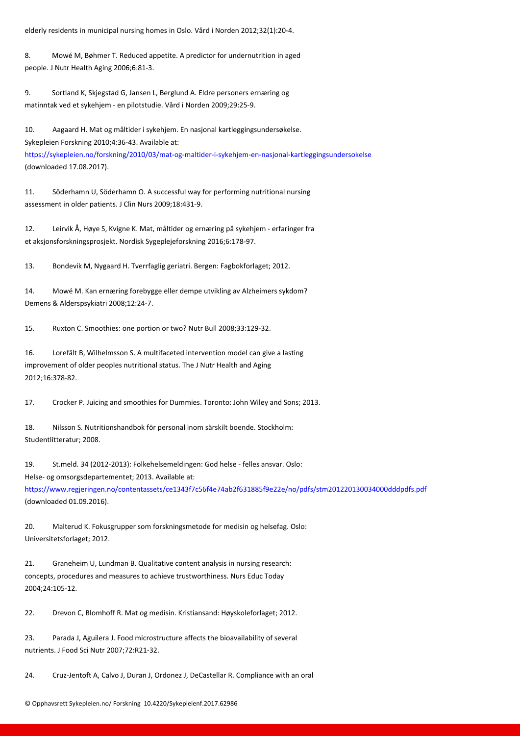elderly residents in municipal nursing homes in Oslo. Vård i Norden 2012;32(1):20-4.

8. Mowé M, Bøhmer T. Reduced appetite. A predictor for undernutrition in aged people. J Nutr Health Aging 2006;6:81-3.

9. Sortland K, Skjegstad G, Jansen L, Berglund A. Eldre personers ernæring og matinntak ved et sykehjem - en pilotstudie. Vård i Norden 2009;29:25-9.

10. Aagaard H. Mat og måltider i sykehjem. En nasjonal kartleggingsundersøkelse. Sykepleien Forskning 2010;4:36-43. Available at: https://sykepleien.no/forskning/2010/03/mat-og-maltider-i-sykehjem-en-nasjonal-kartleggingsundersokelse (downloaded 17.08.2017).

11. Söderhamn U, Söderhamn O. A successful way for performing nutritional nursing assessment in older patients. J Clin Nurs 2009;18:431-9.

12. Leirvik Å, Høye S, Kvigne K. Mat, måltider og ernæring på sykehjem - erfaringer fra et aksjonsforskningsprosjekt. Nordisk Sygeplejeforskning 2016;6:178-97.

13. Bondevik M, Nygaard H. Tverrfaglig geriatri. Bergen: Fagbokforlaget; 2012.

14. Mowé M. Kan ernæring forebygge eller dempe utvikling av Alzheimers sykdom? Demens & Alderspsykiatri 2008;12:24-7.

15. Ruxton C. Smoothies: one portion or two? Nutr Bull 2008;33:129-32.

16. Lorefält B, Wilhelmsson S. A multifaceted intervention model can give a lasting improvement of older peoples nutritional status. The J Nutr Health and Aging 2012;16:378-82.

17. Crocker P. Juicing and smoothies for Dummies. Toronto: John Wiley and Sons; 2013.

18. Nilsson S. Nutritionshandbok för personal inom särskilt boende. Stockholm: Studentlitteratur; 2008.

19. St.meld. 34 (2012-2013): Folkehelsemeldingen: God helse - felles ansvar. Oslo: Helse- og omsorgsdepartementet; 2013. Available at: https://www.regjeringen.no/contentassets/ce1343f7c56f4e74ab2f631885f9e22e/no/pdfs/stm201220130034000dddpdfs.pdf (downloaded 01.09.2016).

20. Malterud K. Fokusgrupper som forskningsmetode for medisin og helsefag. Oslo: Universitetsforlaget; 2012.

21. Graneheim U, Lundman B. Qualitative content analysis in nursing research: concepts, procedures and measures to achieve trustworthiness. Nurs Educ Today 2004;24:105-12.

22. Drevon C, Blomhoff R. Mat og medisin. Kristiansand: Høyskoleforlaget; 2012.

23. Parada J, Aguilera J. Food microstructure affects the bioavailability of several nutrients. J Food Sci Nutr 2007;72:R21-32.

24. Cruz-Jentoft A, Calvo J, Duran J, Ordonez J, DeCastellar R. Compliance with an oral

© Opphavsrett Sykepleien.no/ Forskning 10.4220/Sykepleienf.2017.62986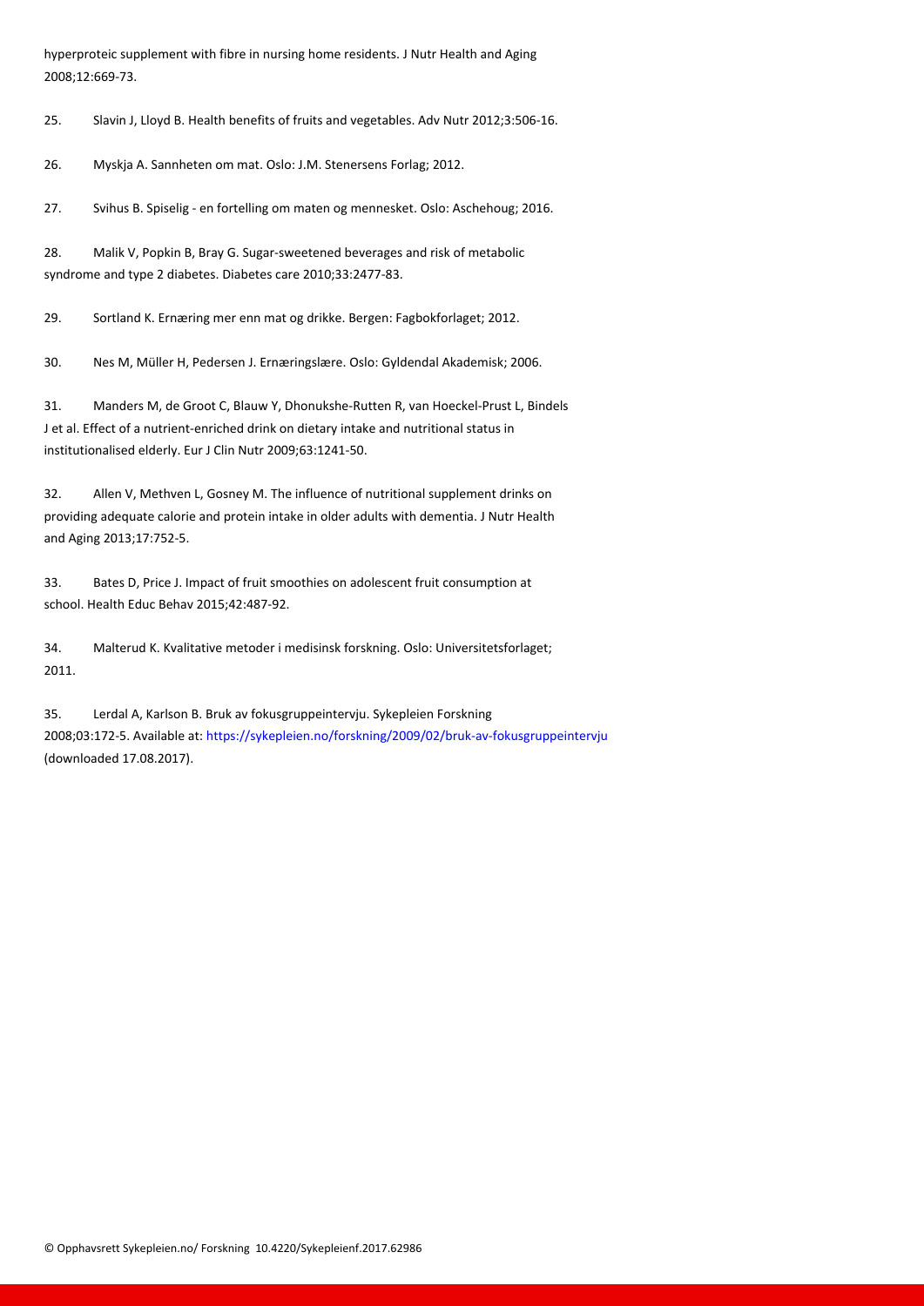hyperproteic supplement with fibre in nursing home residents. J Nutr Health and Aging 2008;12:669-73.

25. Slavin J, Lloyd B. Health benefits of fruits and vegetables. Adv Nutr 2012;3:506-16.

26. Myskja A. Sannheten om mat. Oslo: J.M. Stenersens Forlag; 2012.

27. Svihus B. Spiselig - en fortelling om maten og mennesket. Oslo: Aschehoug; 2016.

28. Malik V, Popkin B, Bray G. Sugar-sweetened beverages and risk of metabolic syndrome and type 2 diabetes. Diabetes care 2010;33:2477-83.

29. Sortland K. Ernæring mer enn mat og drikke. Bergen: Fagbokforlaget; 2012.

30. Nes M, Müller H, Pedersen J. Ernæringslære. Oslo: Gyldendal Akademisk; 2006.

31. Manders M, de Groot C, Blauw Y, Dhonukshe-Rutten R, van Hoeckel-Prust L, Bindels J et al. Effect of a nutrient-enriched drink on dietary intake and nutritional status in institutionalised elderly. Eur J Clin Nutr 2009;63:1241-50.

32. Allen V, Methven L, Gosney M. The influence of nutritional supplement drinks on providing adequate calorie and protein intake in older adults with dementia. J Nutr Health and Aging 2013;17:752-5.

33. Bates D, Price J. Impact of fruit smoothies on adolescent fruit consumption at school. Health Educ Behav 2015;42:487-92.

34. Malterud K. Kvalitative metoder i medisinsk forskning. Oslo: Universitetsforlaget; 2011.

35. Lerdal A, Karlson B. Bruk av fokusgruppeintervju. Sykepleien Forskning 2008;03:172-5. Available at: https://sykepleien.no/forskning/2009/02/bruk-av-fokusgruppeintervju (downloaded 17.08.2017).

© Opphavsrett Sykepleien.no/ Forskning 10.4220/Sykepleienf.2017.62986